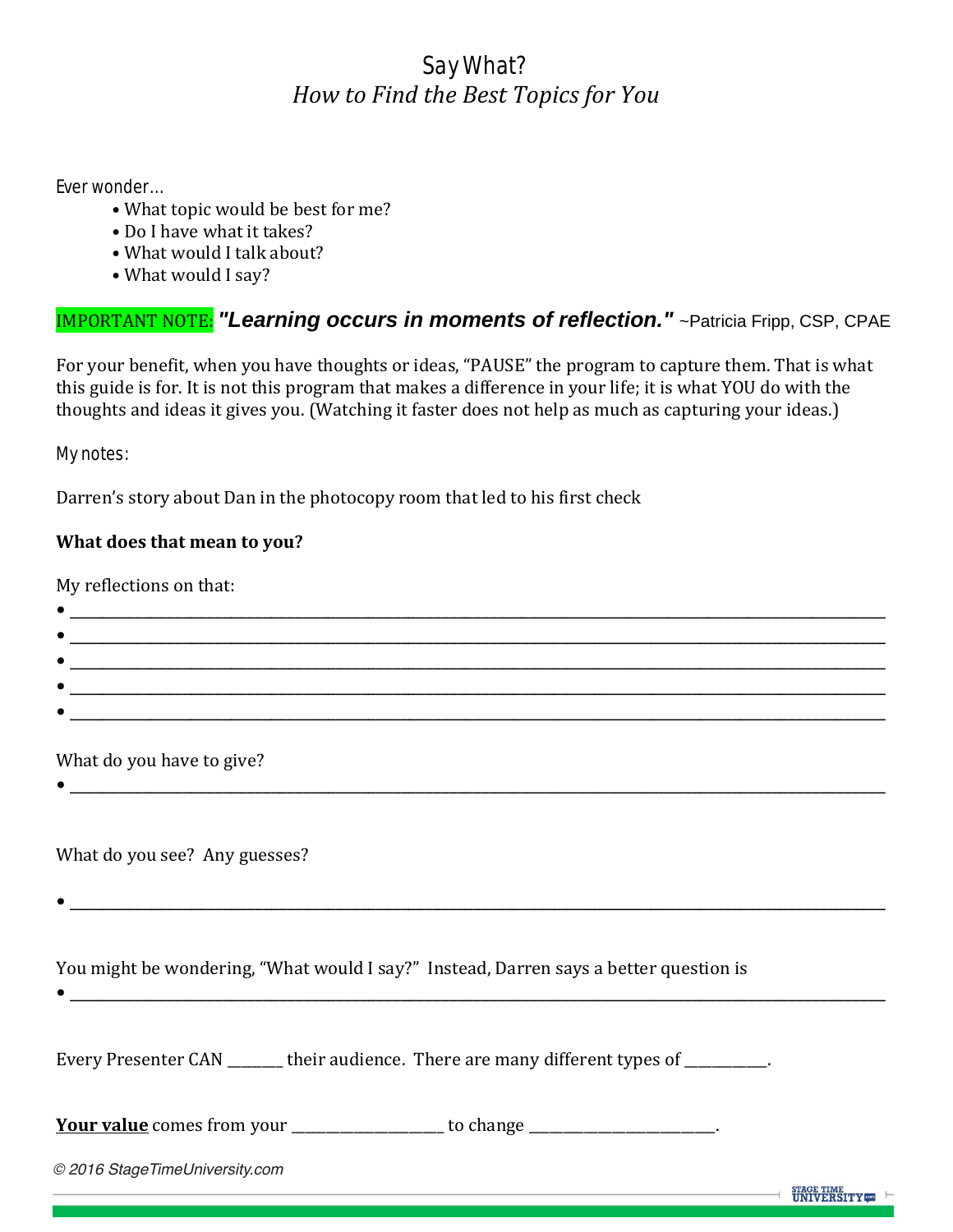# Say What?

## *How to Find the Best Topics for You*

Ever wonder…

- What topic would be best for me?
- Do I have what it takes?
- What would I talk about?
- What would I say?

IMPORTANT NOTE: ***"Learning occurs in moments of reflection."*** ~Patricia Fripp, CSP, CPAE

For your benefit, when you have thoughts or ideas, "PAUSE" the program to capture them. That is what this guide is for. It is not this program that makes a difference in your life; it is what YOU do with the thoughts and ideas it gives you. (Watching it faster does not help as much as capturing your ideas.)

My notes:

Darren's story about Dan in the photocopy room that led to his first check

**What does that mean to you?**

My reflections on that:

- ____________________________________________
- ____________________________________________
- ____________________________________________
- ____________________________________________
- ____________________________________________

What do you have to give?

- ____________________________________________

What do you see? Any guesses?

- ____________________________________________

You might be wondering, "What would I say?" Instead, Darren says a better question is

- ____________________________________________

Every Presenter CAN _______ their audience. There are many different types of __________.

**<u>Your value</u>** comes from your ___________________ to change _______________________.

*© 2016 StageTimeUniversity.com*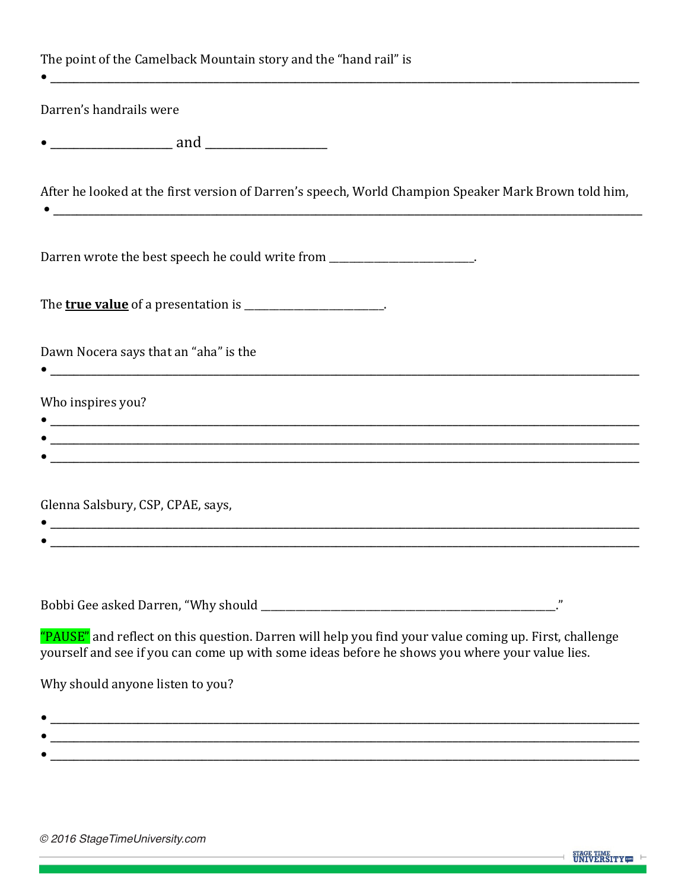The point of the Camelback Mountain story and the "hand rail" is

- ______________________________________________________________________________________________

Darren's handrails were

- ____________________ and ____________________

After he looked at the first version of Darren's speech, World Champion Speaker Mark Brown told him,

- ______________________________________________________________________________________________

Darren wrote the best speech he could write from ___________________________.

The **true value** of a presentation is ___________________________.

Dawn Nocera says that an "aha" is the

- ______________________________________________________________________________________________

Who inspires you?

- ______________________________________________________________________________________________
- ______________________________________________________________________________________________
- ______________________________________________________________________________________________

Glenna Salsbury, CSP, CPAE, says,

- ______________________________________________________________________________________________
- ______________________________________________________________________________________________

Bobbi Gee asked Darren, "Why should ____________________________________________________."

"PAUSE" and reflect on this question. Darren will help you find your value coming up. First, challenge yourself and see if you can come up with some ideas before he shows you where your value lies.

Why should anyone listen to you?

- ______________________________________________________________________________________________
- ______________________________________________________________________________________________
- ______________________________________________________________________________________________

© 2016 StageTimeUniversity.com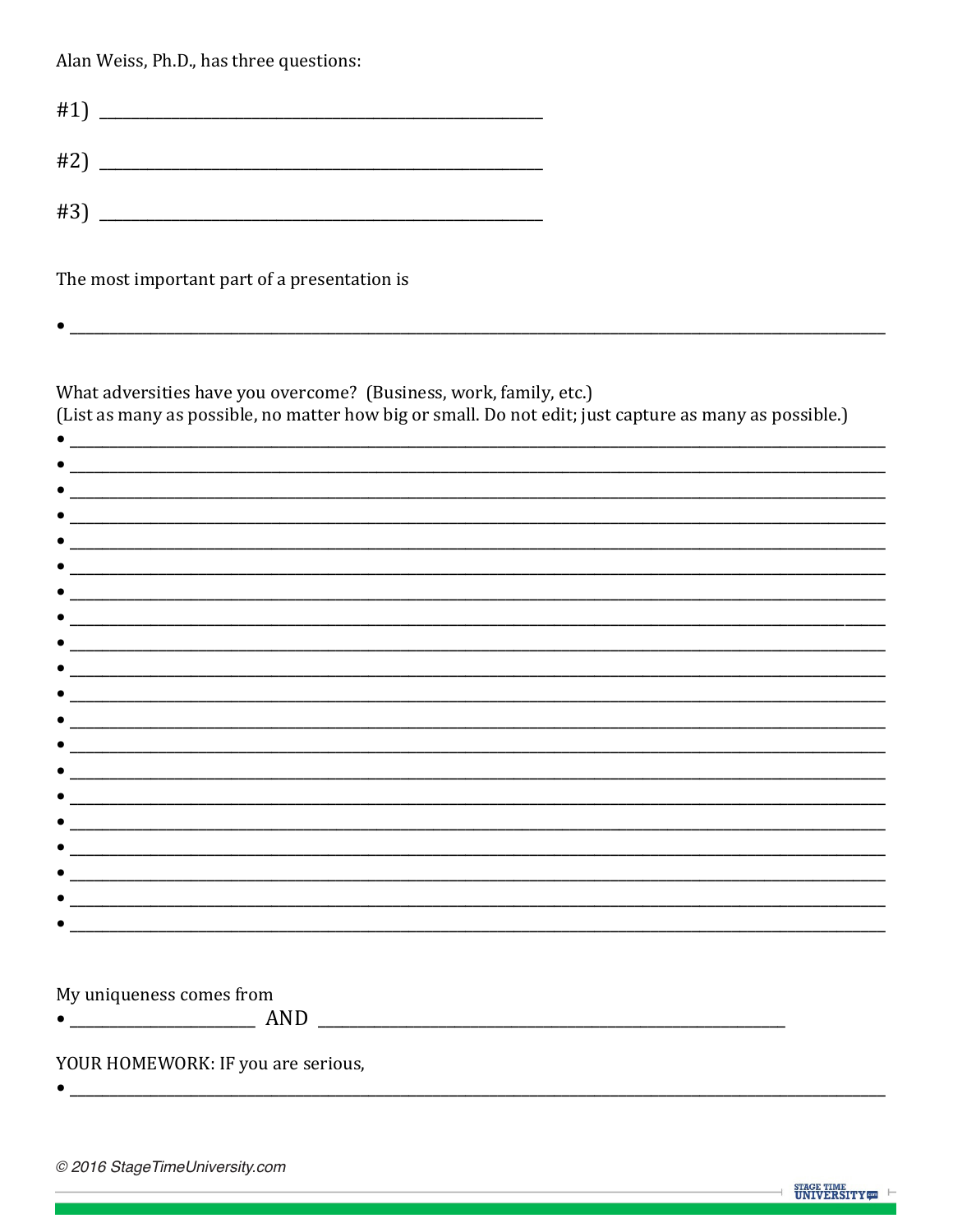Alan Weiss, Ph.D., has three questions:

#1) ______________________________________________

#2) ______________________________________________

#3) ______________________________________________

The most important part of a presentation is

- ____________________________________________________________________________________

What adversities have you overcome? (Business, work, family, etc.)
(List as many as possible, no matter how big or small. Do not edit; just capture as many as possible.)

- ____________________________________________________________________________________
- ____________________________________________________________________________________
- ____________________________________________________________________________________
- ____________________________________________________________________________________
- ____________________________________________________________________________________
- ____________________________________________________________________________________
- ____________________________________________________________________________________
- ____________________________________________________________________________________
- ____________________________________________________________________________________
- ____________________________________________________________________________________
- ____________________________________________________________________________________
- ____________________________________________________________________________________
- ____________________________________________________________________________________
- ____________________________________________________________________________________
- ____________________________________________________________________________________
- ____________________________________________________________________________________
- ____________________________________________________________________________________
- ____________________________________________________________________________________
- ____________________________________________________________________________________
- ____________________________________________________________________________________

My uniqueness comes from

- ____________________ AND ________________________________________________

YOUR HOMEWORK: IF you are serious,

- ____________________________________________________________________________________

© 2016 StageTimeUniversity.com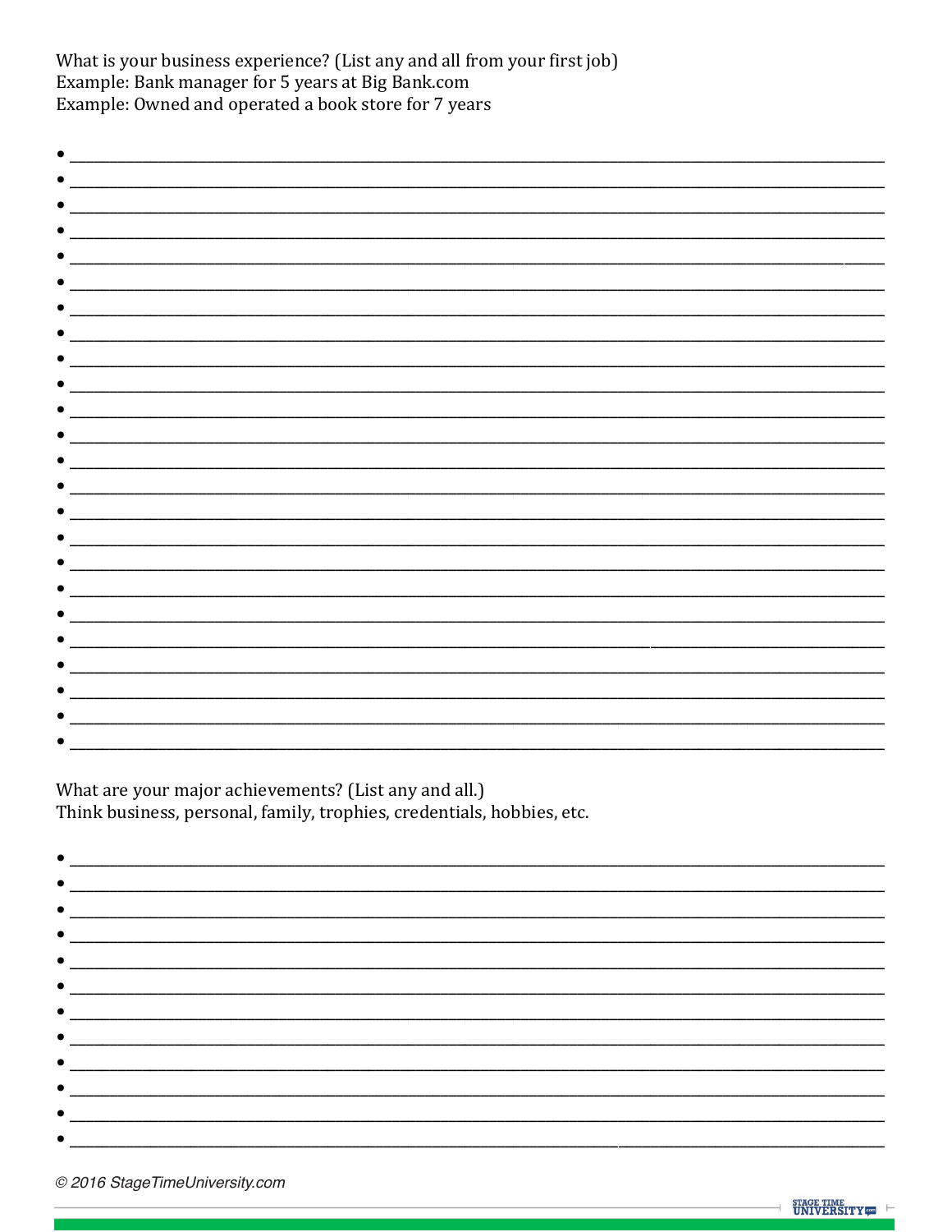What is your business experience? (List any and all from your first job)
Example: Bank manager for 5 years at Big Bank.com
Example: Owned and operated a book store for 7 years

- ____________________________________________________________
- ____________________________________________________________
- ____________________________________________________________
- ____________________________________________________________
- ____________________________________________________________
- ____________________________________________________________
- ____________________________________________________________
- ____________________________________________________________
- ____________________________________________________________
- ____________________________________________________________
- ____________________________________________________________
- ____________________________________________________________
- ____________________________________________________________
- ____________________________________________________________
- ____________________________________________________________
- ____________________________________________________________
- ____________________________________________________________
- ____________________________________________________________
- ____________________________________________________________
- ____________________________________________________________
- ____________________________________________________________
- ____________________________________________________________
- ____________________________________________________________
- ____________________________________________________________

What are your major achievements? (List any and all.)
Think business, personal, family, trophies, credentials, hobbies, etc.

- ____________________________________________________________
- ____________________________________________________________
- ____________________________________________________________
- ____________________________________________________________
- ____________________________________________________________
- ____________________________________________________________
- ____________________________________________________________
- ____________________________________________________________
- ____________________________________________________________
- ____________________________________________________________
- ____________________________________________________________
- ____________________________________________________________

© 2016 StageTimeUniversity.com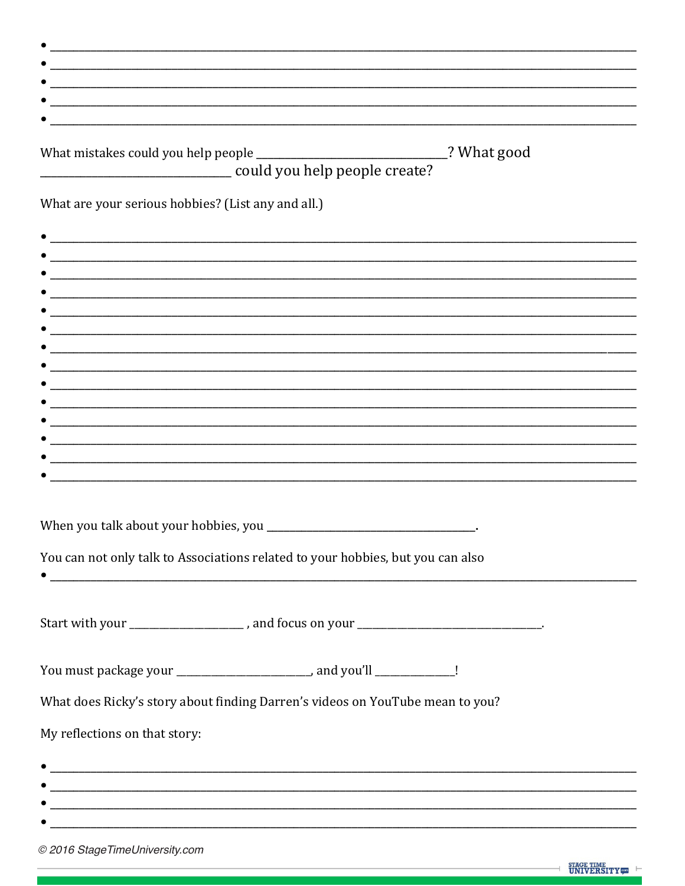- \_\_\_\_\_\_\_\_\_\_\_\_\_\_\_\_\_\_\_\_\_\_\_\_\_\_\_\_\_\_\_\_\_\_\_\_\_\_\_\_\_\_\_\_\_\_\_\_\_\_\_\_\_\_\_\_\_\_\_\_\_\_\_\_\_\_\_\_\_\_\_\_\_\_\_\_\_\_
- \_\_\_\_\_\_\_\_\_\_\_\_\_\_\_\_\_\_\_\_\_\_\_\_\_\_\_\_\_\_\_\_\_\_\_\_\_\_\_\_\_\_\_\_\_\_\_\_\_\_\_\_\_\_\_\_\_\_\_\_\_\_\_\_\_\_\_\_\_\_\_\_\_\_\_\_\_\_
- \_\_\_\_\_\_\_\_\_\_\_\_\_\_\_\_\_\_\_\_\_\_\_\_\_\_\_\_\_\_\_\_\_\_\_\_\_\_\_\_\_\_\_\_\_\_\_\_\_\_\_\_\_\_\_\_\_\_\_\_\_\_\_\_\_\_\_\_\_\_\_\_\_\_\_\_\_\_
- \_\_\_\_\_\_\_\_\_\_\_\_\_\_\_\_\_\_\_\_\_\_\_\_\_\_\_\_\_\_\_\_\_\_\_\_\_\_\_\_\_\_\_\_\_\_\_\_\_\_\_\_\_\_\_\_\_\_\_\_\_\_\_\_\_\_\_\_\_\_\_\_\_\_\_\_\_\_
- \_\_\_\_\_\_\_\_\_\_\_\_\_\_\_\_\_\_\_\_\_\_\_\_\_\_\_\_\_\_\_\_\_\_\_\_\_\_\_\_\_\_\_\_\_\_\_\_\_\_\_\_\_\_\_\_\_\_\_\_\_\_\_\_\_\_\_\_\_\_\_\_\_\_\_\_\_\_

What mistakes could you help people \_\_\_\_\_\_\_\_\_\_\_\_\_\_\_\_\_\_\_\_\_\_\_\_\_\_\_\_\_\_\_\_? What good \_\_\_\_\_\_\_\_\_\_\_\_\_\_\_\_\_\_\_\_\_\_\_\_\_\_\_\_\_\_\_\_ could you help people create?

What are your serious hobbies? (List any and all.)

- \_\_\_\_\_\_\_\_\_\_\_\_\_\_\_\_\_\_\_\_\_\_\_\_\_\_\_\_\_\_\_\_\_\_\_\_\_\_\_\_\_\_\_\_\_\_\_\_\_\_\_\_\_\_\_\_\_\_\_\_\_\_\_\_\_\_\_\_\_\_\_\_\_\_\_\_\_\_
- \_\_\_\_\_\_\_\_\_\_\_\_\_\_\_\_\_\_\_\_\_\_\_\_\_\_\_\_\_\_\_\_\_\_\_\_\_\_\_\_\_\_\_\_\_\_\_\_\_\_\_\_\_\_\_\_\_\_\_\_\_\_\_\_\_\_\_\_\_\_\_\_\_\_\_\_\_\_
- \_\_\_\_\_\_\_\_\_\_\_\_\_\_\_\_\_\_\_\_\_\_\_\_\_\_\_\_\_\_\_\_\_\_\_\_\_\_\_\_\_\_\_\_\_\_\_\_\_\_\_\_\_\_\_\_\_\_\_\_\_\_\_\_\_\_\_\_\_\_\_\_\_\_\_\_\_\_
- \_\_\_\_\_\_\_\_\_\_\_\_\_\_\_\_\_\_\_\_\_\_\_\_\_\_\_\_\_\_\_\_\_\_\_\_\_\_\_\_\_\_\_\_\_\_\_\_\_\_\_\_\_\_\_\_\_\_\_\_\_\_\_\_\_\_\_\_\_\_\_\_\_\_\_\_\_\_
- \_\_\_\_\_\_\_\_\_\_\_\_\_\_\_\_\_\_\_\_\_\_\_\_\_\_\_\_\_\_\_\_\_\_\_\_\_\_\_\_\_\_\_\_\_\_\_\_\_\_\_\_\_\_\_\_\_\_\_\_\_\_\_\_\_\_\_\_\_\_\_\_\_\_\_\_\_\_
- \_\_\_\_\_\_\_\_\_\_\_\_\_\_\_\_\_\_\_\_\_\_\_\_\_\_\_\_\_\_\_\_\_\_\_\_\_\_\_\_\_\_\_\_\_\_\_\_\_\_\_\_\_\_\_\_\_\_\_\_\_\_\_\_\_\_\_\_\_\_\_\_\_\_\_\_\_\_
- \_\_\_\_\_\_\_\_\_\_\_\_\_\_\_\_\_\_\_\_\_\_\_\_\_\_\_\_\_\_\_\_\_\_\_\_\_\_\_\_\_\_\_\_\_\_\_\_\_\_\_\_\_\_\_\_\_\_\_\_\_\_\_\_\_\_\_\_\_\_\_\_\_\_\_\_\_\_
- \_\_\_\_\_\_\_\_\_\_\_\_\_\_\_\_\_\_\_\_\_\_\_\_\_\_\_\_\_\_\_\_\_\_\_\_\_\_\_\_\_\_\_\_\_\_\_\_\_\_\_\_\_\_\_\_\_\_\_\_\_\_\_\_\_\_\_\_\_\_\_\_\_\_\_\_\_\_
- \_\_\_\_\_\_\_\_\_\_\_\_\_\_\_\_\_\_\_\_\_\_\_\_\_\_\_\_\_\_\_\_\_\_\_\_\_\_\_\_\_\_\_\_\_\_\_\_\_\_\_\_\_\_\_\_\_\_\_\_\_\_\_\_\_\_\_\_\_\_\_\_\_\_\_\_\_\_
- \_\_\_\_\_\_\_\_\_\_\_\_\_\_\_\_\_\_\_\_\_\_\_\_\_\_\_\_\_\_\_\_\_\_\_\_\_\_\_\_\_\_\_\_\_\_\_\_\_\_\_\_\_\_\_\_\_\_\_\_\_\_\_\_\_\_\_\_\_\_\_\_\_\_\_\_\_\_
- \_\_\_\_\_\_\_\_\_\_\_\_\_\_\_\_\_\_\_\_\_\_\_\_\_\_\_\_\_\_\_\_\_\_\_\_\_\_\_\_\_\_\_\_\_\_\_\_\_\_\_\_\_\_\_\_\_\_\_\_\_\_\_\_\_\_\_\_\_\_\_\_\_\_\_\_\_\_
- \_\_\_\_\_\_\_\_\_\_\_\_\_\_\_\_\_\_\_\_\_\_\_\_\_\_\_\_\_\_\_\_\_\_\_\_\_\_\_\_\_\_\_\_\_\_\_\_\_\_\_\_\_\_\_\_\_\_\_\_\_\_\_\_\_\_\_\_\_\_\_\_\_\_\_\_\_\_
- \_\_\_\_\_\_\_\_\_\_\_\_\_\_\_\_\_\_\_\_\_\_\_\_\_\_\_\_\_\_\_\_\_\_\_\_\_\_\_\_\_\_\_\_\_\_\_\_\_\_\_\_\_\_\_\_\_\_\_\_\_\_\_\_\_\_\_\_\_\_\_\_\_\_\_\_\_\_
- \_\_\_\_\_\_\_\_\_\_\_\_\_\_\_\_\_\_\_\_\_\_\_\_\_\_\_\_\_\_\_\_\_\_\_\_\_\_\_\_\_\_\_\_\_\_\_\_\_\_\_\_\_\_\_\_\_\_\_\_\_\_\_\_\_\_\_\_\_\_\_\_\_\_\_\_\_\_

When you talk about your hobbies, you \_\_\_\_\_\_\_\_\_\_\_\_\_\_\_\_\_\_\_\_\_\_\_\_\_\_\_\_\_\_\_\_\_\_\_\_.

You can not only talk to Associations related to your hobbies, but you can also

- \_\_\_\_\_\_\_\_\_\_\_\_\_\_\_\_\_\_\_\_\_\_\_\_\_\_\_\_\_\_\_\_\_\_\_\_\_\_\_\_\_\_\_\_\_\_\_\_\_\_\_\_\_\_\_\_\_\_\_\_\_\_\_\_\_\_\_\_\_\_\_\_\_\_\_\_\_\_

Start with your \_\_\_\_\_\_\_\_\_\_\_\_\_\_\_\_\_\_\_\_ , and focus on your \_\_\_\_\_\_\_\_\_\_\_\_\_\_\_\_\_\_\_\_\_\_\_\_\_\_\_\_\_\_\_\_.

You must package your \_\_\_\_\_\_\_\_\_\_\_\_\_\_\_\_\_\_\_\_\_\_\_\_, and you'll \_\_\_\_\_\_\_\_\_\_\_\_\_\_!

What does Ricky's story about finding Darren's videos on YouTube mean to you?

My reflections on that story:

- \_\_\_\_\_\_\_\_\_\_\_\_\_\_\_\_\_\_\_\_\_\_\_\_\_\_\_\_\_\_\_\_\_\_\_\_\_\_\_\_\_\_\_\_\_\_\_\_\_\_\_\_\_\_\_\_\_\_\_\_\_\_\_\_\_\_\_\_\_\_\_\_\_\_\_\_\_\_
- \_\_\_\_\_\_\_\_\_\_\_\_\_\_\_\_\_\_\_\_\_\_\_\_\_\_\_\_\_\_\_\_\_\_\_\_\_\_\_\_\_\_\_\_\_\_\_\_\_\_\_\_\_\_\_\_\_\_\_\_\_\_\_\_\_\_\_\_\_\_\_\_\_\_\_\_\_\_
- \_\_\_\_\_\_\_\_\_\_\_\_\_\_\_\_\_\_\_\_\_\_\_\_\_\_\_\_\_\_\_\_\_\_\_\_\_\_\_\_\_\_\_\_\_\_\_\_\_\_\_\_\_\_\_\_\_\_\_\_\_\_\_\_\_\_\_\_\_\_\_\_\_\_\_\_\_\_
- \_\_\_\_\_\_\_\_\_\_\_\_\_\_\_\_\_\_\_\_\_\_\_\_\_\_\_\_\_\_\_\_\_\_\_\_\_\_\_\_\_\_\_\_\_\_\_\_\_\_\_\_\_\_\_\_\_\_\_\_\_\_\_\_\_\_\_\_\_\_\_\_\_\_\_\_\_\_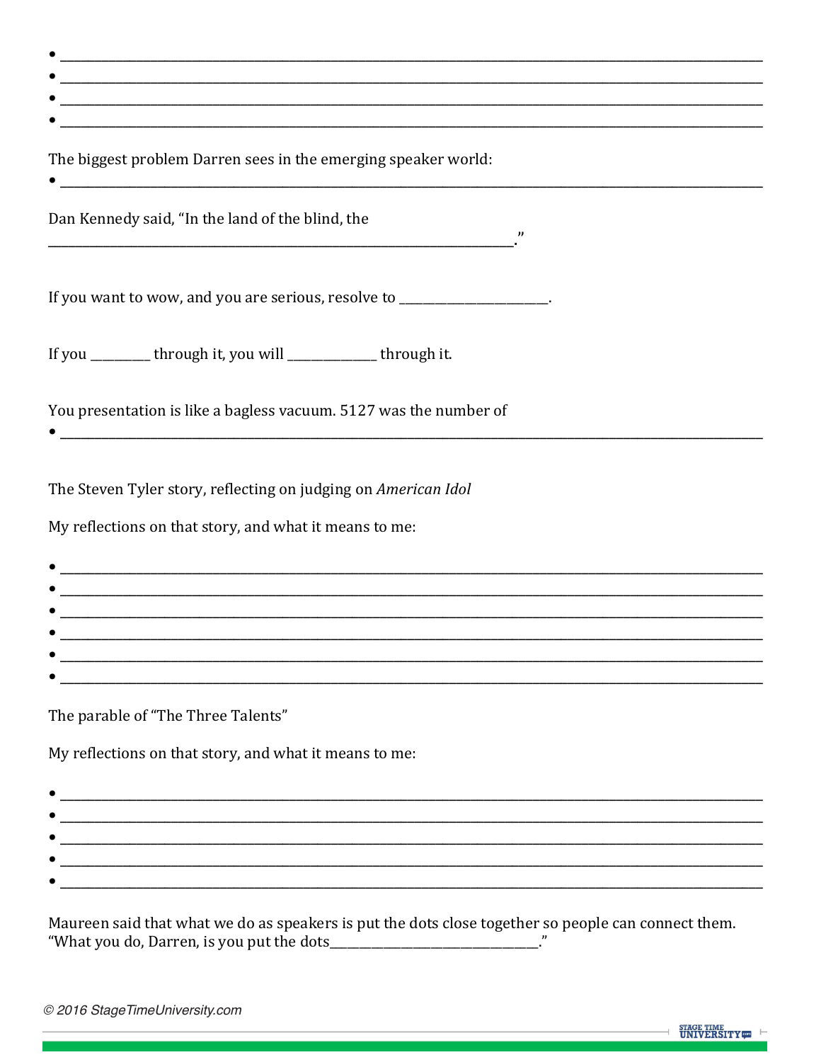- ______________________________________________________________________________
- ______________________________________________________________________________
- ______________________________________________________________________________
- ______________________________________________________________________________

The biggest problem Darren sees in the emerging speaker world:

- ______________________________________________________________________________

Dan Kennedy said, “In the land of the blind, the ______________________________________________________________.”

If you want to wow, and you are serious, resolve to ______________________.

If you _________ through it, you will ______________ through it.

You presentation is like a bagless vacuum. 5127 was the number of

- ______________________________________________________________________________

The Steven Tyler story, reflecting on judging on *American Idol*

My reflections on that story, and what it means to me:

- ______________________________________________________________________________
- ______________________________________________________________________________
- ______________________________________________________________________________
- ______________________________________________________________________________
- ______________________________________________________________________________
- ______________________________________________________________________________

The parable of “The Three Talents”

My reflections on that story, and what it means to me:

- ______________________________________________________________________________
- ______________________________________________________________________________
- ______________________________________________________________________________
- ______________________________________________________________________________
- ______________________________________________________________________________

Maureen said that what we do as speakers is put the dots close together so people can connect them. “What you do, Darren, is you put the dots_______________________________.”

© 2016 StageTimeUniversity.com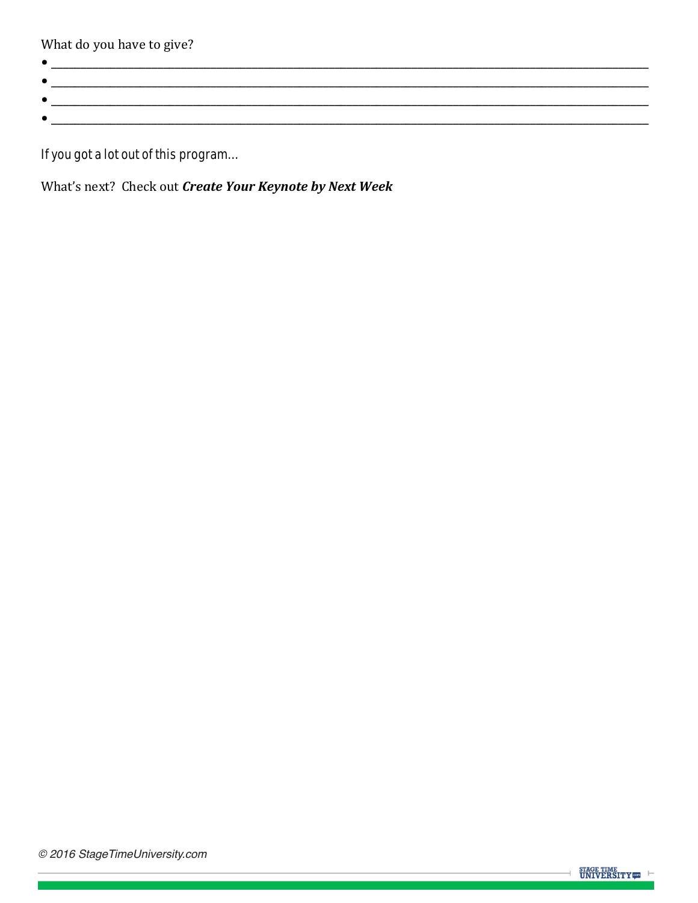What do you have to give?

- ______________________________________________________________________________
- ______________________________________________________________________________
- ______________________________________________________________________________
- ______________________________________________________________________________

If you got a lot out of this program…

What's next? Check out ***Create Your Keynote by Next Week***

© 2016 StageTimeUniversity.com